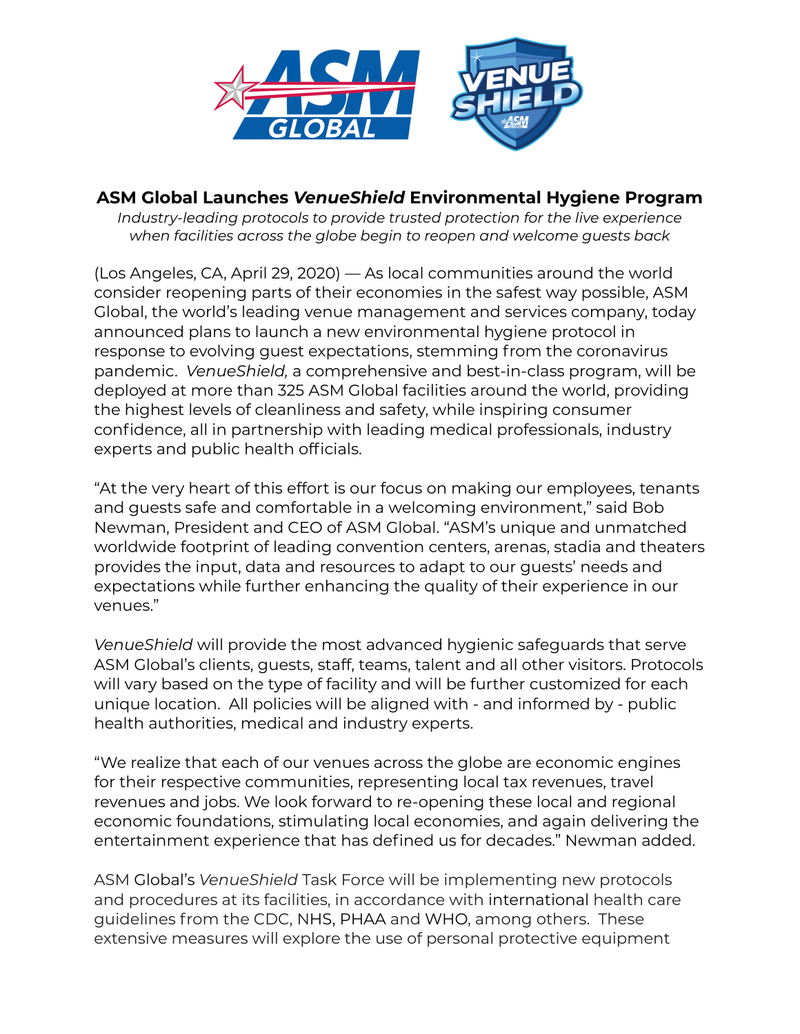# ASM Global Launches *VenueShield* Environmental Hygiene Program

*Industry-leading protocols to provide trusted protection for the live experience when facilities across the globe begin to reopen and welcome guests back*

(Los Angeles, CA, April 29, 2020) — As local communities around the world consider reopening parts of their economies in the safest way possible, ASM Global, the world's leading venue management and services company, today announced plans to launch a new environmental hygiene protocol in response to evolving guest expectations, stemming from the coronavirus pandemic. *VenueShield,* a comprehensive and best-in-class program, will be deployed at more than 325 ASM Global facilities around the world, providing the highest levels of cleanliness and safety, while inspiring consumer confidence, all in partnership with leading medical professionals, industry experts and public health officials.

"At the very heart of this effort is our focus on making our employees, tenants and guests safe and comfortable in a welcoming environment," said Bob Newman, President and CEO of ASM Global. "ASM's unique and unmatched worldwide footprint of leading convention centers, arenas, stadia and theaters provides the input, data and resources to adapt to our guests' needs and expectations while further enhancing the quality of their experience in our venues."

*VenueShield* will provide the most advanced hygienic safeguards that serve ASM Global's clients, guests, staff, teams, talent and all other visitors. Protocols will vary based on the type of facility and will be further customized for each unique location. All policies will be aligned with - and informed by - public health authorities, medical and industry experts.

"We realize that each of our venues across the globe are economic engines for their respective communities, representing local tax revenues, travel revenues and jobs. We look forward to re-opening these local and regional economic foundations, stimulating local economies, and again delivering the entertainment experience that has defined us for decades." Newman added.

ASM Global's *VenueShield* Task Force will be implementing new protocols and procedures at its facilities, in accordance with international health care guidelines from the CDC, NHS, PHAA and WHO, among others. These extensive measures will explore the use of personal protective equipment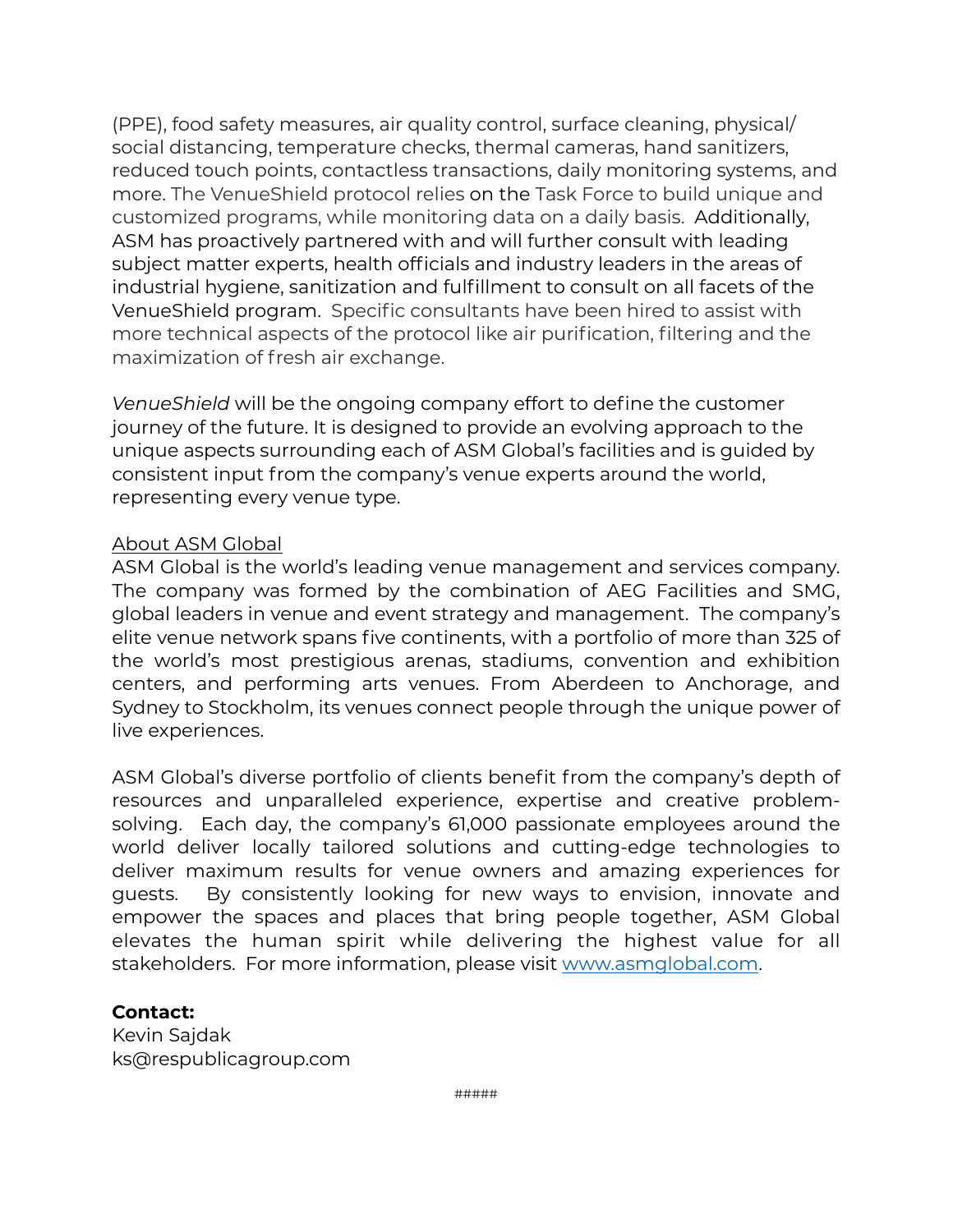(PPE), food safety measures, air quality control, surface cleaning, physical/ social distancing, temperature checks, thermal cameras, hand sanitizers, reduced touch points, contactless transactions, daily monitoring systems, and more. The VenueShield protocol relies on the Task Force to build unique and customized programs, while monitoring data on a daily basis. Additionally, ASM has proactively partnered with and will further consult with leading subject matter experts, health officials and industry leaders in the areas of industrial hygiene, sanitization and fulfillment to consult on all facets of the VenueShield program. Specific consultants have been hired to assist with more technical aspects of the protocol like air purification, filtering and the maximization of fresh air exchange.

*VenueShield* will be the ongoing company effort to define the customer journey of the future. It is designed to provide an evolving approach to the unique aspects surrounding each of ASM Global's facilities and is guided by consistent input from the company's venue experts around the world, representing every venue type.

About ASM Global

ASM Global is the world's leading venue management and services company. The company was formed by the combination of AEG Facilities and SMG, global leaders in venue and event strategy and management. The company's elite venue network spans five continents, with a portfolio of more than 325 of the world's most prestigious arenas, stadiums, convention and exhibition centers, and performing arts venues. From Aberdeen to Anchorage, and Sydney to Stockholm, its venues connect people through the unique power of live experiences.

ASM Global's diverse portfolio of clients benefit from the company's depth of resources and unparalleled experience, expertise and creative problem-solving. Each day, the company's 61,000 passionate employees around the world deliver locally tailored solutions and cutting-edge technologies to deliver maximum results for venue owners and amazing experiences for guests. By consistently looking for new ways to envision, innovate and empower the spaces and places that bring people together, ASM Global elevates the human spirit while delivering the highest value for all stakeholders. For more information, please visit www.asmglobal.com.

**Contact:**
Kevin Sajdak
ks@respublicagroup.com

#####